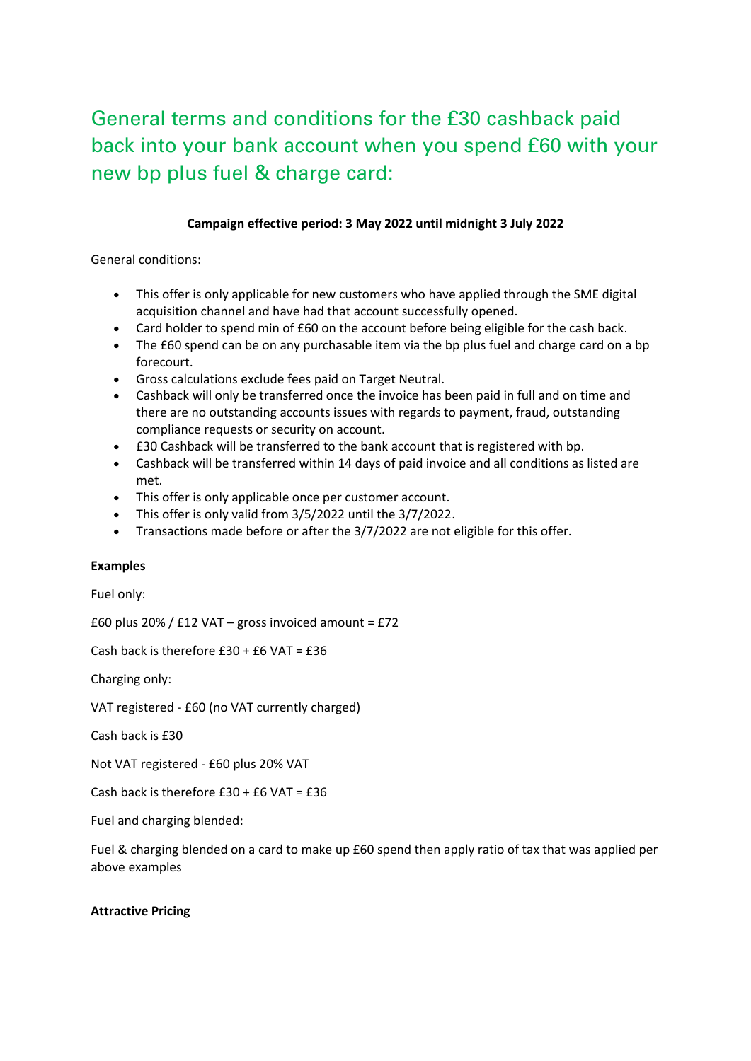# General terms and conditions for the £30 cashback paid back into your bank account when you spend £60 with your new bp plus fuel & charge card:

**Campaign effective period: 3 May 2022 until midnight 3 July 2022**

General conditions:

- This offer is only applicable for new customers who have applied through the SME digital acquisition channel and have had that account successfully opened.
- Card holder to spend min of £60 on the account before being eligible for the cash back.
- The £60 spend can be on any purchasable item via the bp plus fuel and charge card on a bp forecourt.
- Gross calculations exclude fees paid on Target Neutral.
- Cashback will only be transferred once the invoice has been paid in full and on time and there are no outstanding accounts issues with regards to payment, fraud, outstanding compliance requests or security on account.
- £30 Cashback will be transferred to the bank account that is registered with bp.
- Cashback will be transferred within 14 days of paid invoice and all conditions as listed are met.
- This offer is only applicable once per customer account.
- This offer is only valid from 3/5/2022 until the 3/7/2022.
- Transactions made before or after the 3/7/2022 are not eligible for this offer.

**Examples**

Fuel only:

£60 plus 20% / £12 VAT – gross invoiced amount = £72

Cash back is therefore £30 + £6 VAT = £36

Charging only:

VAT registered - £60 (no VAT currently charged)

Cash back is £30

Not VAT registered - £60 plus 20% VAT

Cash back is therefore £30 + £6 VAT = £36

Fuel and charging blended:

Fuel & charging blended on a card to make up £60 spend then apply ratio of tax that was applied per above examples

**Attractive Pricing**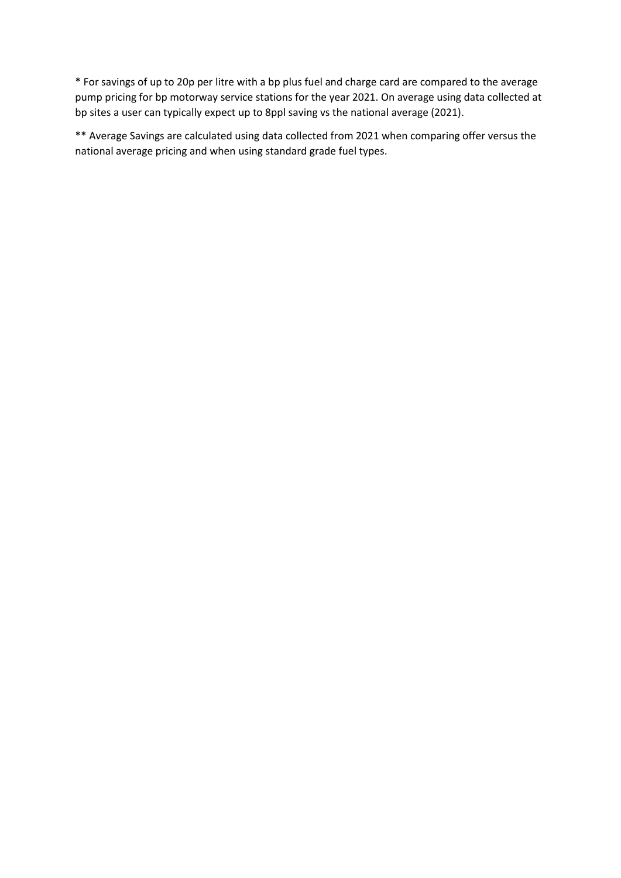* For savings of up to 20p per litre with a bp plus fuel and charge card are compared to the average pump pricing for bp motorway service stations for the year 2021. On average using data collected at bp sites a user can typically expect up to 8ppl saving vs the national average (2021).

** Average Savings are calculated using data collected from 2021 when comparing offer versus the national average pricing and when using standard grade fuel types.